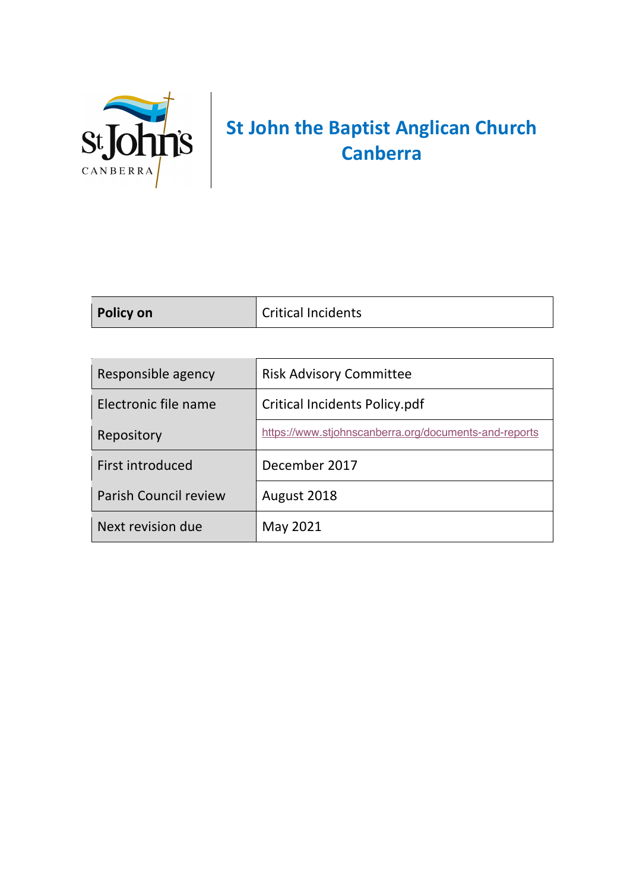# St John the Baptist Anglican Church Canberra

| Policy on | Critical Incidents |
|---|---|

| Responsible agency | Risk Advisory Committee |
|---|---|
| Electronic file name | Critical Incidents Policy.pdf |
| Repository | https://www.stjohnscanberra.org/documents-and-reports |
| First introduced | December 2017 |
| Parish Council review | August 2018 |
| Next revision due | May 2021 |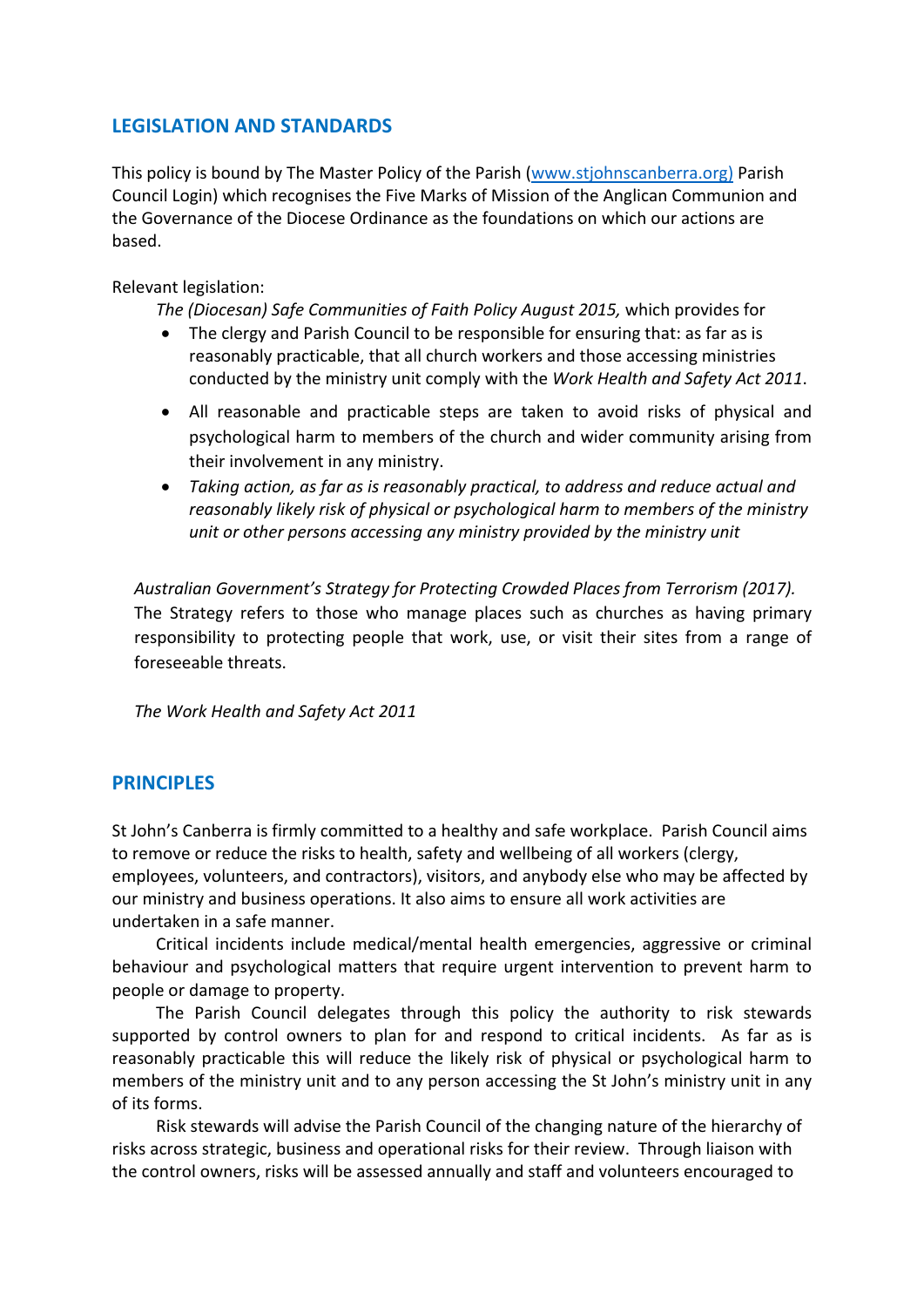## LEGISLATION AND STANDARDS

This policy is bound by The Master Policy of the Parish (www.stjohnscanberra.org) Parish Council Login) which recognises the Five Marks of Mission of the Anglican Communion and the Governance of the Diocese Ordinance as the foundations on which our actions are based.

Relevant legislation:

*The (Diocesan) Safe Communities of Faith Policy August 2015,* which provides for

- The clergy and Parish Council to be responsible for ensuring that: as far as is reasonably practicable, that all church workers and those accessing ministries conducted by the ministry unit comply with the *Work Health and Safety Act 2011*.
- All reasonable and practicable steps are taken to avoid risks of physical and psychological harm to members of the church and wider community arising from their involvement in any ministry.
- *Taking action, as far as is reasonably practical, to address and reduce actual and reasonably likely risk of physical or psychological harm to members of the ministry unit or other persons accessing any ministry provided by the ministry unit*

*Australian Government's Strategy for Protecting Crowded Places from Terrorism (2017).* The Strategy refers to those who manage places such as churches as having primary responsibility to protecting people that work, use, or visit their sites from a range of foreseeable threats.

*The Work Health and Safety Act 2011*

## PRINCIPLES

St John's Canberra is firmly committed to a healthy and safe workplace. Parish Council aims to remove or reduce the risks to health, safety and wellbeing of all workers (clergy, employees, volunteers, and contractors), visitors, and anybody else who may be affected by our ministry and business operations. It also aims to ensure all work activities are undertaken in a safe manner.

Critical incidents include medical/mental health emergencies, aggressive or criminal behaviour and psychological matters that require urgent intervention to prevent harm to people or damage to property.

The Parish Council delegates through this policy the authority to risk stewards supported by control owners to plan for and respond to critical incidents. As far as is reasonably practicable this will reduce the likely risk of physical or psychological harm to members of the ministry unit and to any person accessing the St John's ministry unit in any of its forms.

Risk stewards will advise the Parish Council of the changing nature of the hierarchy of risks across strategic, business and operational risks for their review. Through liaison with the control owners, risks will be assessed annually and staff and volunteers encouraged to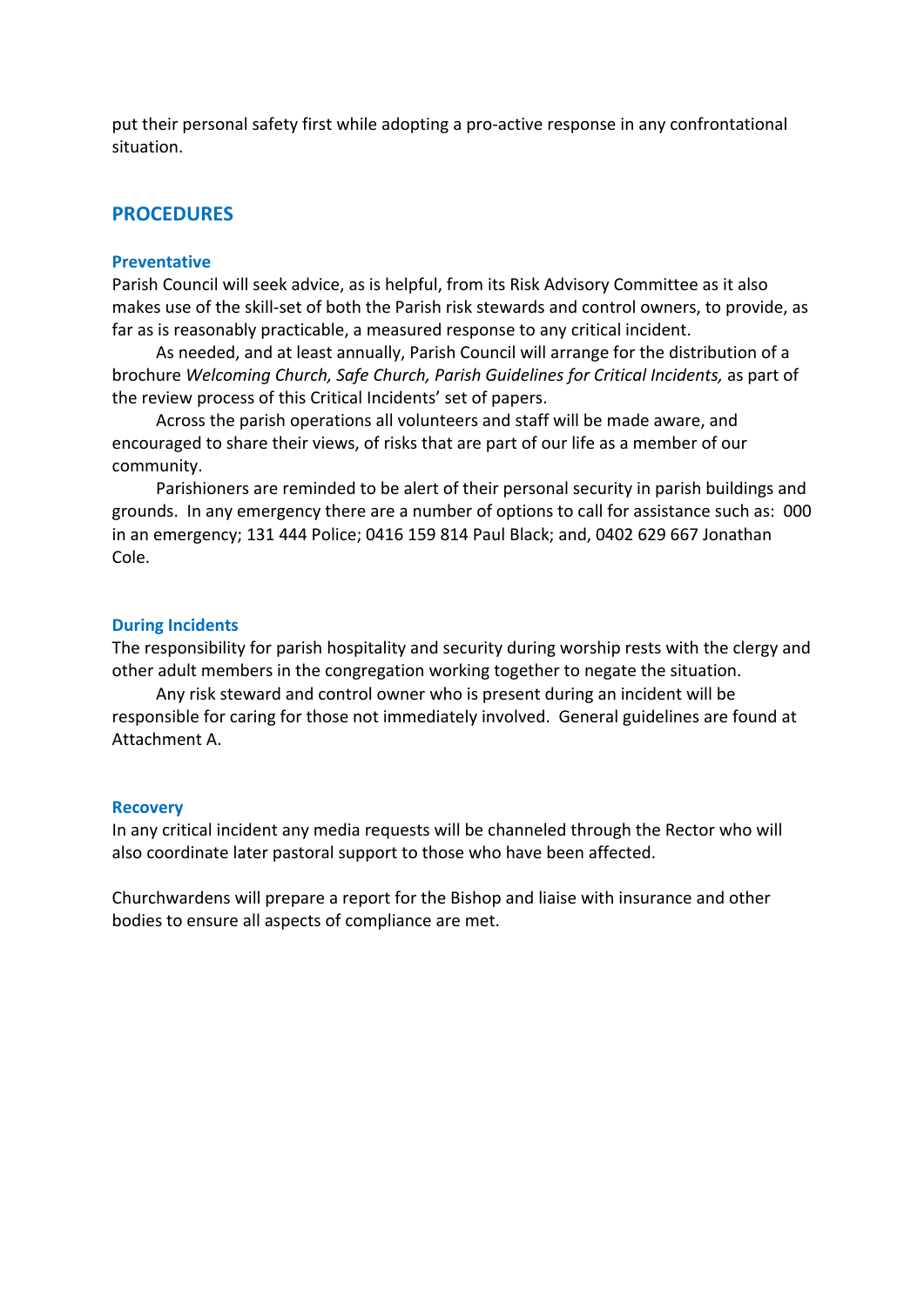put their personal safety first while adopting a pro-active response in any confrontational situation.

## PROCEDURES

### Preventative

Parish Council will seek advice, as is helpful, from its Risk Advisory Committee as it also makes use of the skill-set of both the Parish risk stewards and control owners, to provide, as far as is reasonably practicable, a measured response to any critical incident.

As needed, and at least annually, Parish Council will arrange for the distribution of a brochure *Welcoming Church, Safe Church, Parish Guidelines for Critical Incidents,* as part of the review process of this Critical Incidents' set of papers.

Across the parish operations all volunteers and staff will be made aware, and encouraged to share their views, of risks that are part of our life as a member of our community.

Parishioners are reminded to be alert of their personal security in parish buildings and grounds. In any emergency there are a number of options to call for assistance such as: 000 in an emergency; 131 444 Police; 0416 159 814 Paul Black; and, 0402 629 667 Jonathan Cole.

### During Incidents

The responsibility for parish hospitality and security during worship rests with the clergy and other adult members in the congregation working together to negate the situation.

Any risk steward and control owner who is present during an incident will be responsible for caring for those not immediately involved. General guidelines are found at Attachment A.

### Recovery

In any critical incident any media requests will be channeled through the Rector who will also coordinate later pastoral support to those who have been affected.

Churchwardens will prepare a report for the Bishop and liaise with insurance and other bodies to ensure all aspects of compliance are met.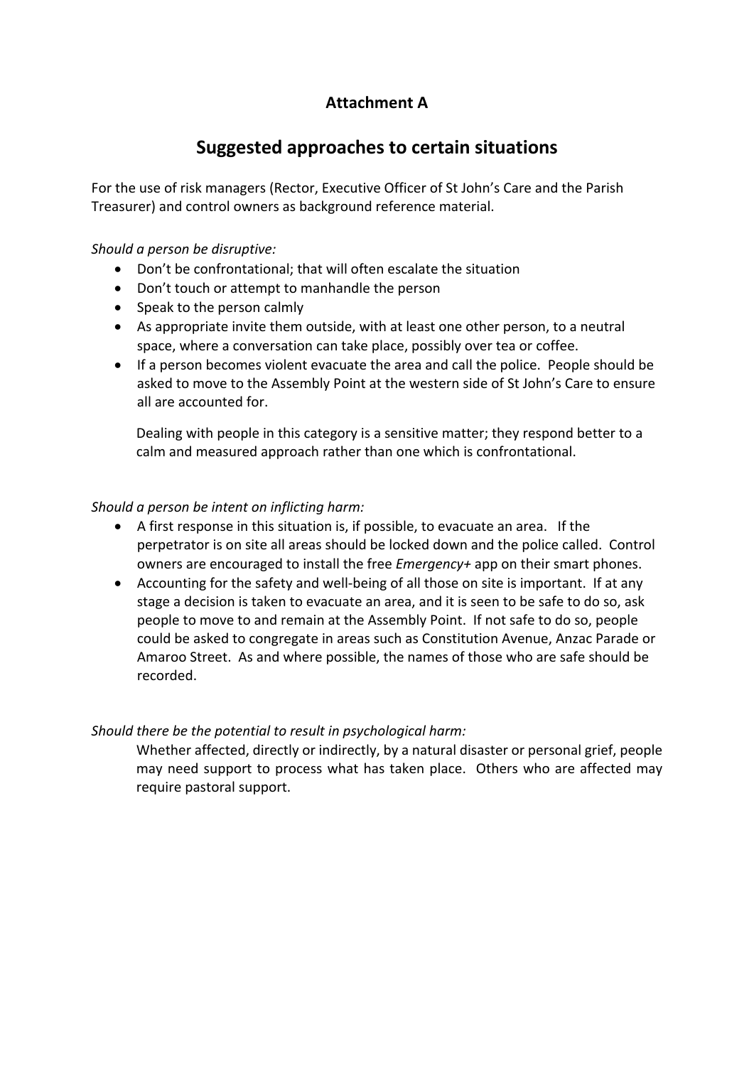## Attachment A

# Suggested approaches to certain situations

For the use of risk managers (Rector, Executive Officer of St John's Care and the Parish Treasurer) and control owners as background reference material.

*Should a person be disruptive:*

- Don't be confrontational; that will often escalate the situation
- Don't touch or attempt to manhandle the person
- Speak to the person calmly
- As appropriate invite them outside, with at least one other person, to a neutral space, where a conversation can take place, possibly over tea or coffee.
- If a person becomes violent evacuate the area and call the police. People should be asked to move to the Assembly Point at the western side of St John's Care to ensure all are accounted for.

  Dealing with people in this category is a sensitive matter; they respond better to a calm and measured approach rather than one which is confrontational.

*Should a person be intent on inflicting harm:*

- A first response in this situation is, if possible, to evacuate an area. If the perpetrator is on site all areas should be locked down and the police called. Control owners are encouraged to install the free *Emergency+* app on their smart phones.
- Accounting for the safety and well-being of all those on site is important. If at any stage a decision is taken to evacuate an area, and it is seen to be safe to do so, ask people to move to and remain at the Assembly Point. If not safe to do so, people could be asked to congregate in areas such as Constitution Avenue, Anzac Parade or Amaroo Street. As and where possible, the names of those who are safe should be recorded.

*Should there be the potential to result in psychological harm:*

Whether affected, directly or indirectly, by a natural disaster or personal grief, people may need support to process what has taken place. Others who are affected may require pastoral support.